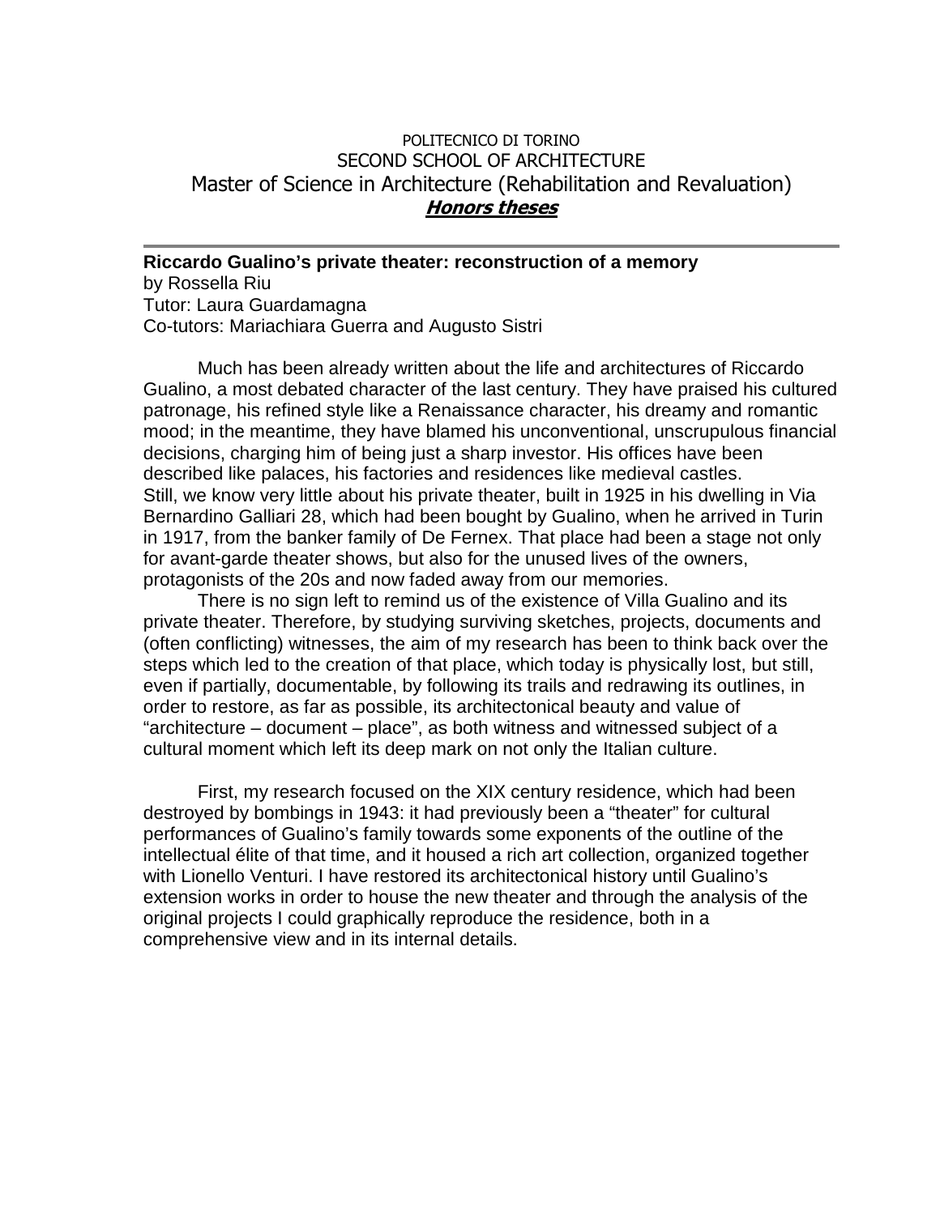POLITECNICO DI TORINO

SECOND SCHOOL OF ARCHITECTURE

Master of Science in Architecture (Rehabilitation and Revaluation)

***Honors theses***

---

**Riccardo Gualino's private theater: reconstruction of a memory**

by Rossella Riu

Tutor: Laura Guardamagna

Co-tutors: Mariachiara Guerra and Augusto Sistri

Much has been already written about the life and architectures of Riccardo Gualino, a most debated character of the last century. They have praised his cultured patronage, his refined style like a Renaissance character, his dreamy and romantic mood; in the meantime, they have blamed his unconventional, unscrupulous financial decisions, charging him of being just a sharp investor. His offices have been described like palaces, his factories and residences like medieval castles.
Still, we know very little about his private theater, built in 1925 in his dwelling in Via Bernardino Galliari 28, which had been bought by Gualino, when he arrived in Turin in 1917, from the banker family of De Fernex. That place had been a stage not only for avant-garde theater shows, but also for the unused lives of the owners, protagonists of the 20s and now faded away from our memories.

There is no sign left to remind us of the existence of Villa Gualino and its private theater. Therefore, by studying surviving sketches, projects, documents and (often conflicting) witnesses, the aim of my research has been to think back over the steps which led to the creation of that place, which today is physically lost, but still, even if partially, documentable, by following its trails and redrawing its outlines, in order to restore, as far as possible, its architectonical beauty and value of "architecture – document – place", as both witness and witnessed subject of a cultural moment which left its deep mark on not only the Italian culture.

First, my research focused on the XIX century residence, which had been destroyed by bombings in 1943: it had previously been a "theater" for cultural performances of Gualino's family towards some exponents of the outline of the intellectual élite of that time, and it housed a rich art collection, organized together with Lionello Venturi. I have restored its architectonical history until Gualino's extension works in order to house the new theater and through the analysis of the original projects I could graphically reproduce the residence, both in a comprehensive view and in its internal details.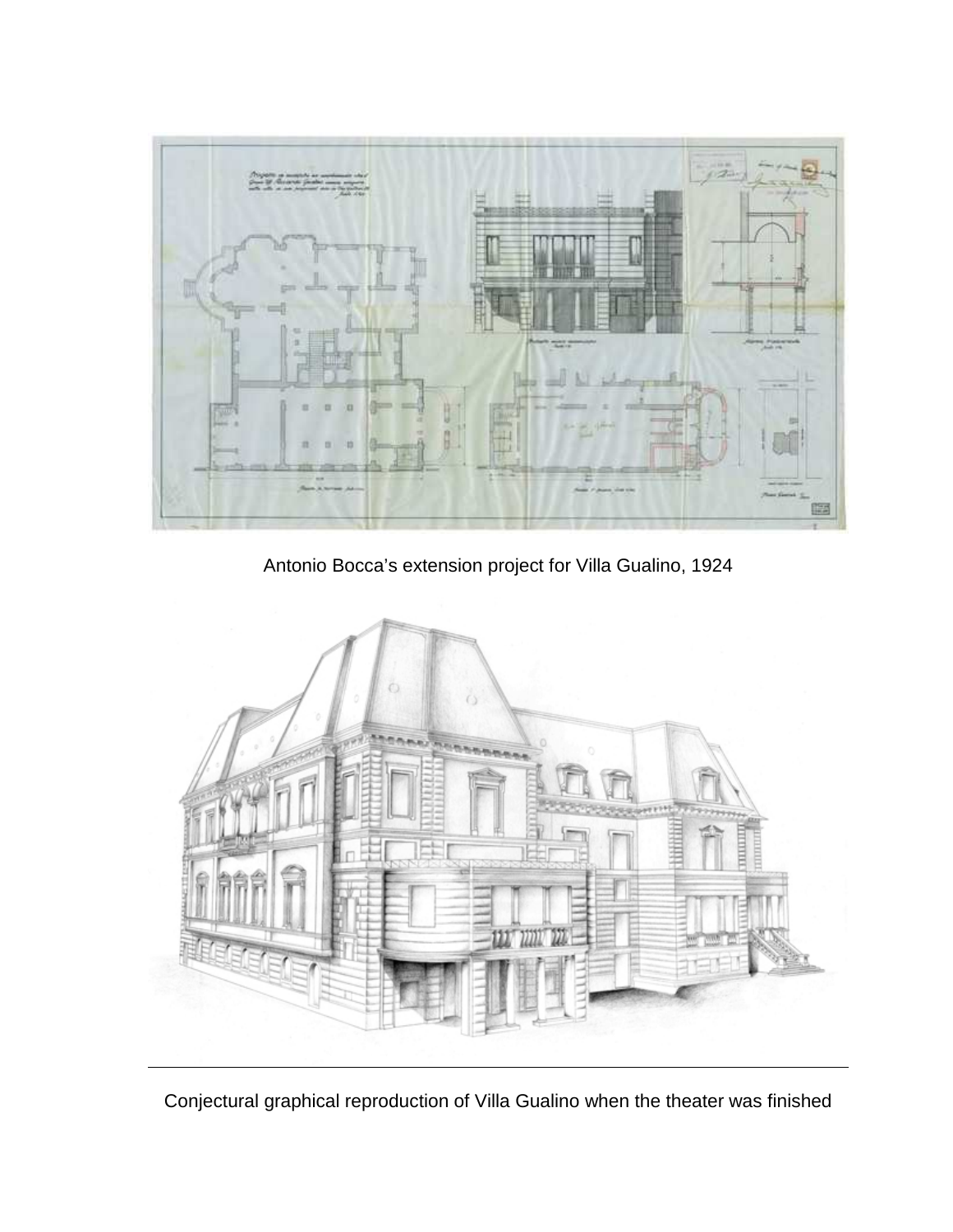Antonio Bocca's extension project for Villa Gualino, 1924

Conjectural graphical reproduction of Villa Gualino when the theater was finished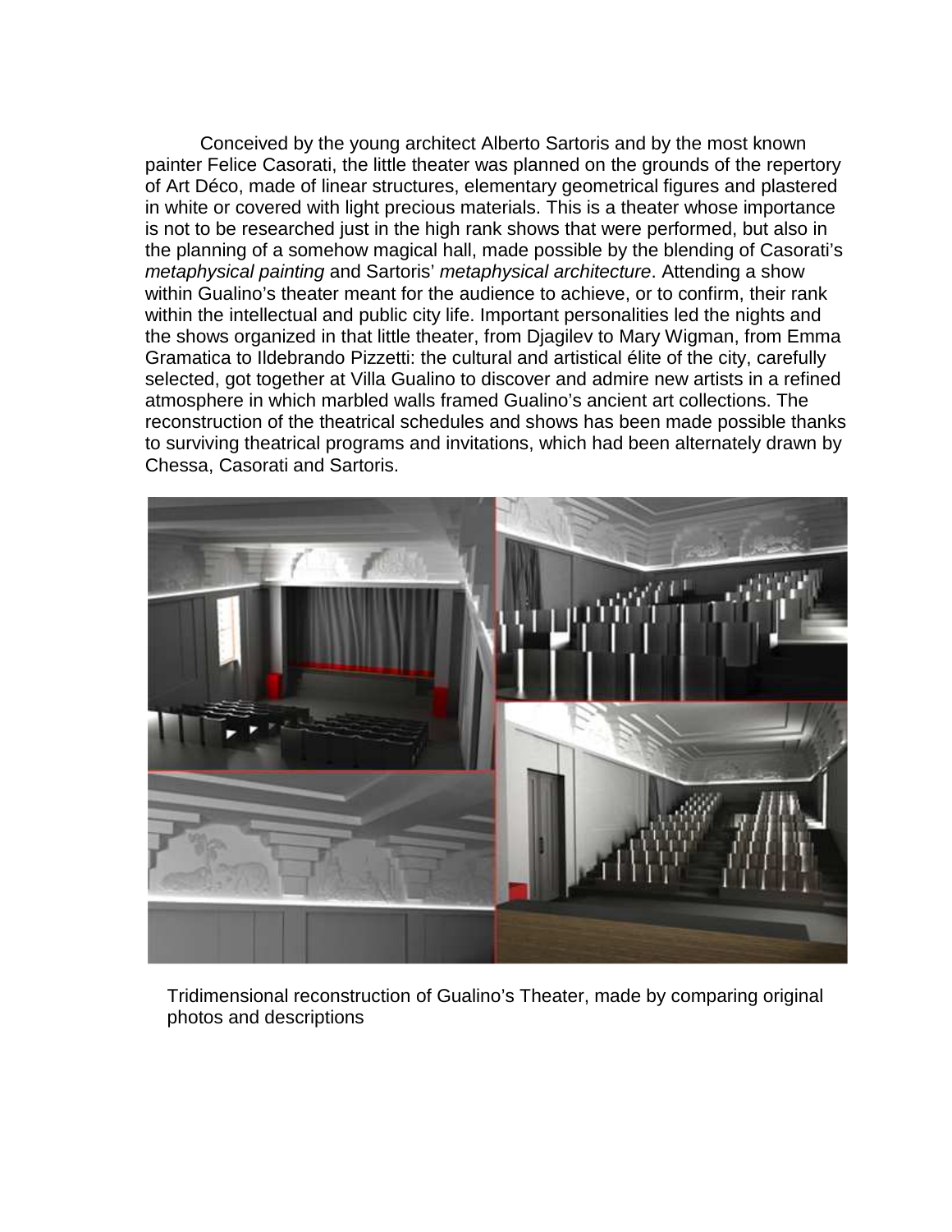Conceived by the young architect Alberto Sartoris and by the most known painter Felice Casorati, the little theater was planned on the grounds of the repertory of Art Déco, made of linear structures, elementary geometrical figures and plastered in white or covered with light precious materials. This is a theater whose importance is not to be researched just in the high rank shows that were performed, but also in the planning of a somehow magical hall, made possible by the blending of Casorati's *metaphysical painting* and Sartoris' *metaphysical architecture*. Attending a show within Gualino's theater meant for the audience to achieve, or to confirm, their rank within the intellectual and public city life. Important personalities led the nights and the shows organized in that little theater, from Djagilev to Mary Wigman, from Emma Gramatica to Ildebrando Pizzetti: the cultural and artistical élite of the city, carefully selected, got together at Villa Gualino to discover and admire new artists in a refined atmosphere in which marbled walls framed Gualino's ancient art collections. The reconstruction of the theatrical schedules and shows has been made possible thanks to surviving theatrical programs and invitations, which had been alternately drawn by Chessa, Casorati and Sartoris.

Tridimensional reconstruction of Gualino's Theater, made by comparing original photos and descriptions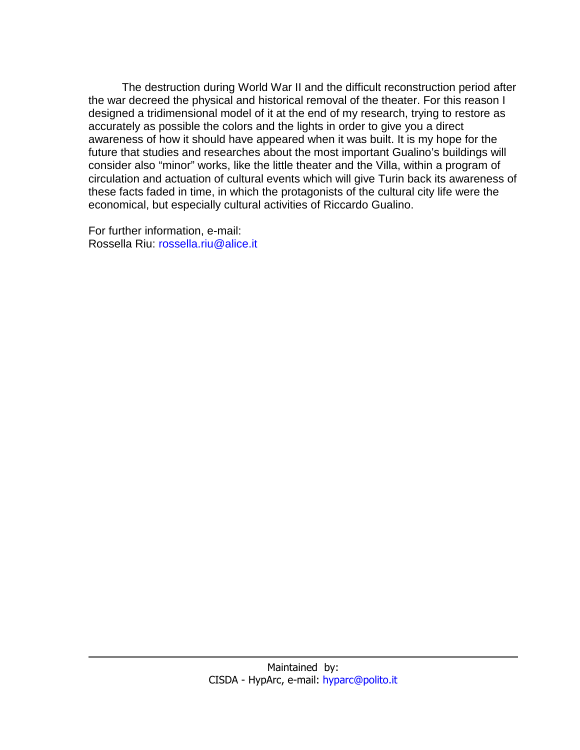The destruction during World War II and the difficult reconstruction period after the war decreed the physical and historical removal of the theater. For this reason I designed a tridimensional model of it at the end of my research, trying to restore as accurately as possible the colors and the lights in order to give you a direct awareness of how it should have appeared when it was built. It is my hope for the future that studies and researches about the most important Gualino's buildings will consider also "minor" works, like the little theater and the Villa, within a program of circulation and actuation of cultural events which will give Turin back its awareness of these facts faded in time, in which the protagonists of the cultural city life were the economical, but especially cultural activities of Riccardo Gualino.

For further information, e-mail:
Rossella Riu: rossella.riu@alice.it

---

Maintained by:
CISDA - HypArc, e-mail: hyparc@polito.it